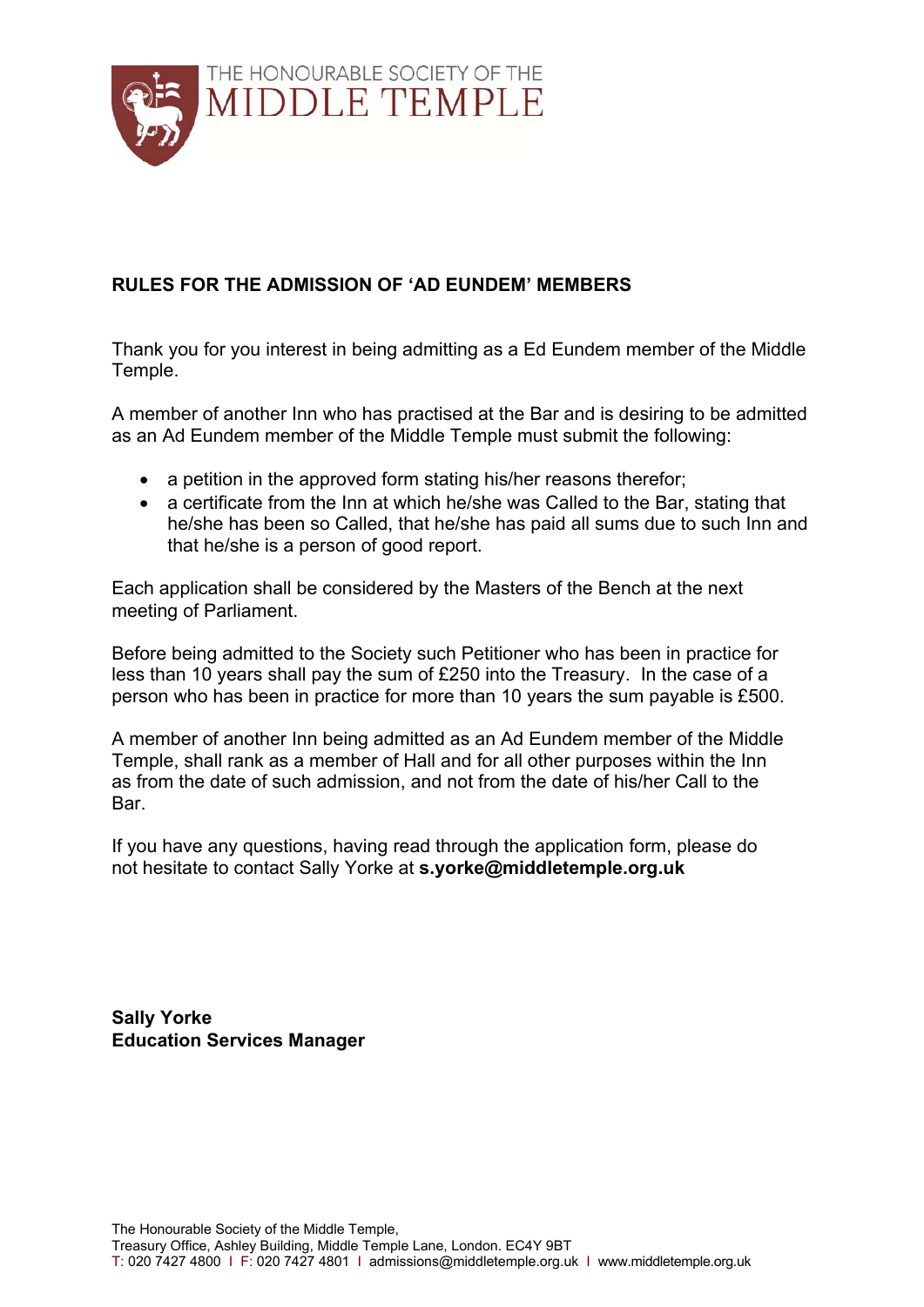THE HONOURABLE SOCIETY OF THE
MIDDLE TEMPLE

**RULES FOR THE ADMISSION OF 'AD EUNDEM' MEMBERS**

Thank you for you interest in being admitting as a Ed Eundem member of the Middle Temple.

A member of another Inn who has practised at the Bar and is desiring to be admitted as an Ad Eundem member of the Middle Temple must submit the following:

- a petition in the approved form stating his/her reasons therefor;
- a certificate from the Inn at which he/she was Called to the Bar, stating that he/she has been so Called, that he/she has paid all sums due to such Inn and that he/she is a person of good report.

Each application shall be considered by the Masters of the Bench at the next meeting of Parliament.

Before being admitted to the Society such Petitioner who has been in practice for less than 10 years shall pay the sum of £250 into the Treasury. In the case of a person who has been in practice for more than 10 years the sum payable is £500.

A member of another Inn being admitted as an Ad Eundem member of the Middle Temple, shall rank as a member of Hall and for all other purposes within the Inn as from the date of such admission, and not from the date of his/her Call to the Bar.

If you have any questions, having read through the application form, please do not hesitate to contact Sally Yorke at **s.yorke@middletemple.org.uk**

**Sally Yorke**
**Education Services Manager**

The Honourable Society of the Middle Temple,
Treasury Office, Ashley Building, Middle Temple Lane, London. EC4Y 9BT
T: 020 7427 4800 I F: 020 7427 4801 I admissions@middletemple.org.uk I www.middletemple.org.uk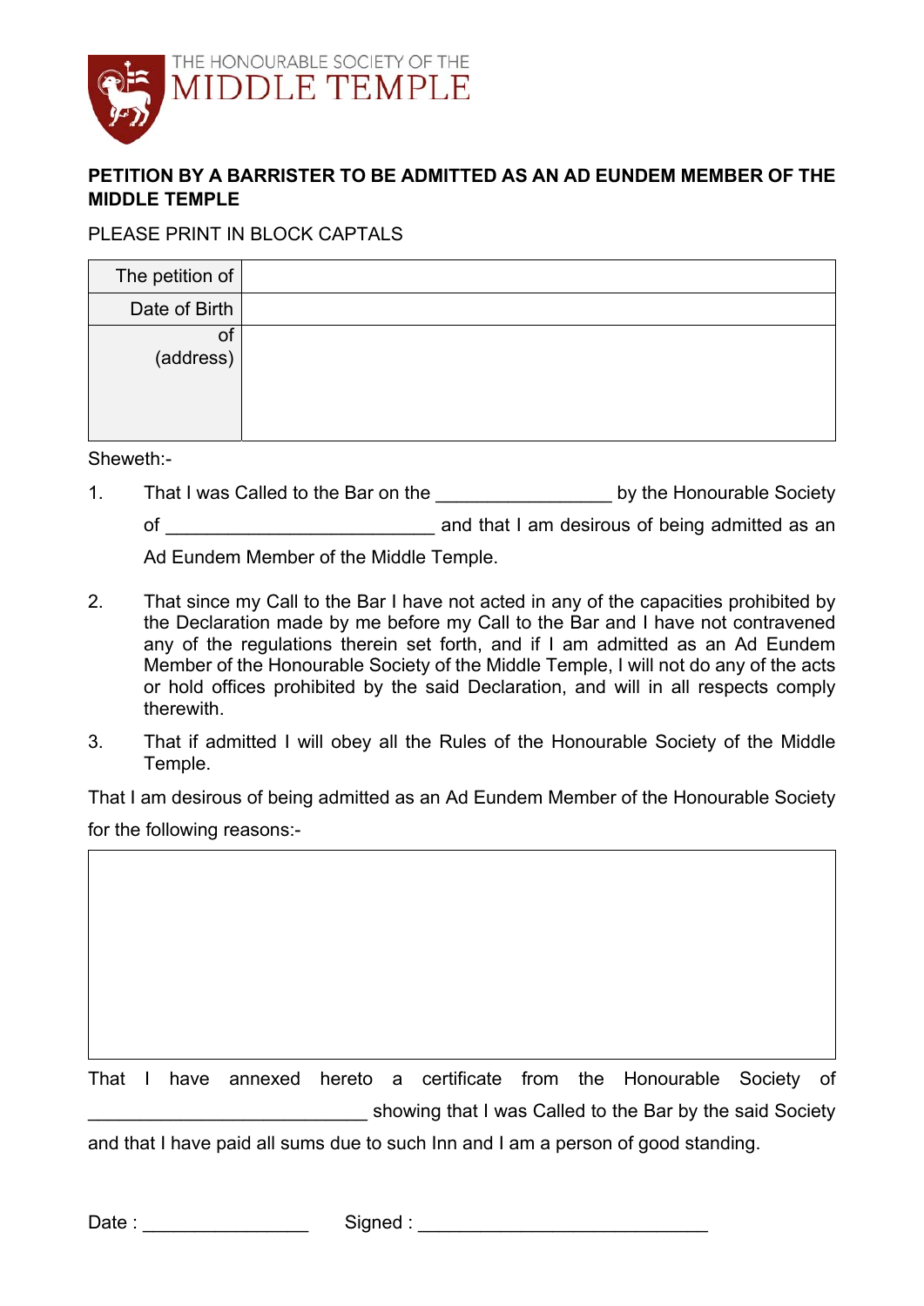THE HONOURABLE SOCIETY OF THE
MIDDLE TEMPLE

**PETITION BY A BARRISTER TO BE ADMITTED AS AN AD EUNDEM MEMBER OF THE MIDDLE TEMPLE**

PLEASE PRINT IN BLOCK CAPTALS

| | |
|---|---|
| The petition of | |
| Date of Birth | |
| of (address) | |

Sheweth:-

1. That I was Called to the Bar on the ________________ by the Honourable Society of _________________________ and that I am desirous of being admitted as an Ad Eundem Member of the Middle Temple.

2. That since my Call to the Bar I have not acted in any of the capacities prohibited by the Declaration made by me before my Call to the Bar and I have not contravened any of the regulations therein set forth, and if I am admitted as an Ad Eundem Member of the Honourable Society of the Middle Temple, I will not do any of the acts or hold offices prohibited by the said Declaration, and will in all respects comply therewith.

3. That if admitted I will obey all the Rules of the Honourable Society of the Middle Temple.

That I am desirous of being admitted as an Ad Eundem Member of the Honourable Society for the following reasons:-

| |
|---|
| |

That I have annexed hereto a certificate from the Honourable Society of ___________________________ showing that I was Called to the Bar by the said Society and that I have paid all sums due to such Inn and I am a person of good standing.

Date : ________________ Signed : ____________________________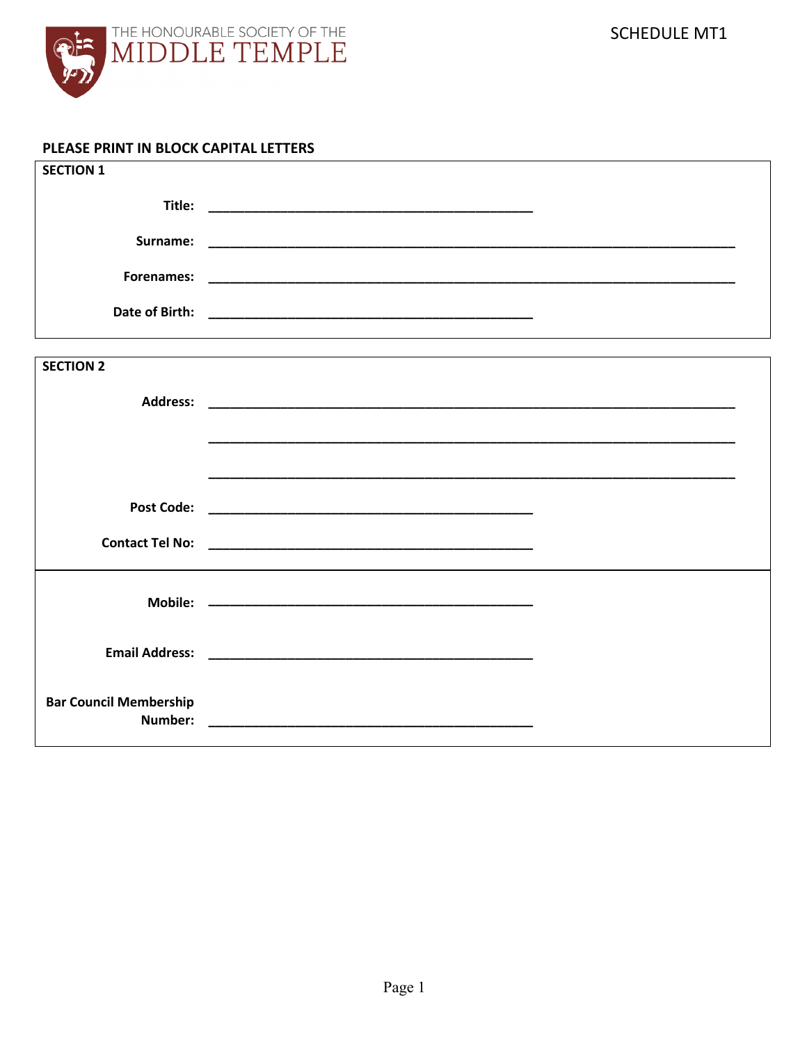THE HONOURABLE SOCIETY OF THE

MIDDLE TEMPLE

SCHEDULE MT1

**PLEASE PRINT IN BLOCK CAPITAL LETTERS**

**SECTION 1**

**Title:** ______________________________________________

**Surname:** ______________________________________________

**Forenames:** ______________________________________________

**Date of Birth:** ______________________________________________

**SECTION 2**

**Address:** ______________________________________________

______________________________________________

______________________________________________

**Post Code:** ______________________________________________

**Contact Tel No:** ______________________________________________

**Mobile:** ______________________________________________

**Email Address:** ______________________________________________

**Bar Council Membership Number:** ______________________________________________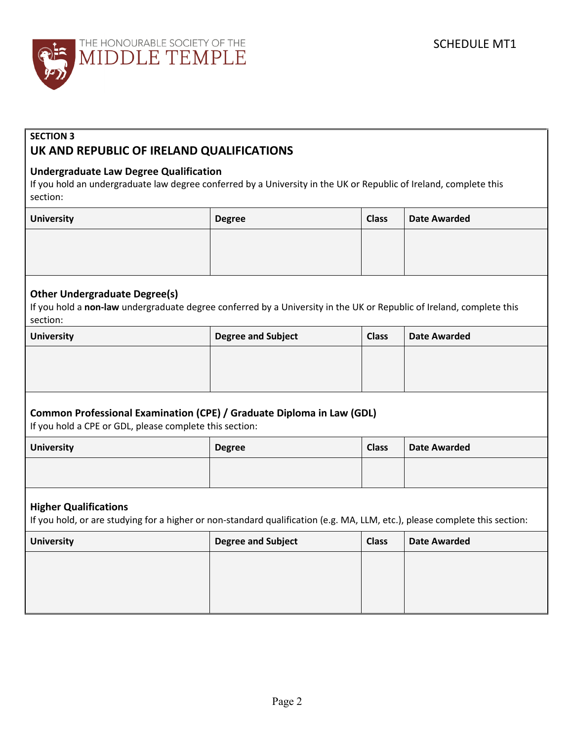SCHEDULE MT1

THE HONOURABLE SOCIETY OF THE MIDDLE TEMPLE

**SECTION 3**

## UK AND REPUBLIC OF IRELAND QUALIFICATIONS

### Undergraduate Law Degree Qualification

If you hold an undergraduate law degree conferred by a University in the UK or Republic of Ireland, complete this section:

| University | Degree | Class | Date Awarded |
| --- | --- | --- | --- |
| | | | |

### Other Undergraduate Degree(s)

If you hold a **non-law** undergraduate degree conferred by a University in the UK or Republic of Ireland, complete this section:

| University | Degree and Subject | Class | Date Awarded |
| --- | --- | --- | --- |
| | | | |

### Common Professional Examination (CPE) / Graduate Diploma in Law (GDL)

If you hold a CPE or GDL, please complete this section:

| University | Degree | Class | Date Awarded |
| --- | --- | --- | --- |
| | | | |

### Higher Qualifications

If you hold, or are studying for a higher or non-standard qualification (e.g. MA, LLM, etc.), please complete this section:

| University | Degree and Subject | Class | Date Awarded |
| --- | --- | --- | --- |
| | | | |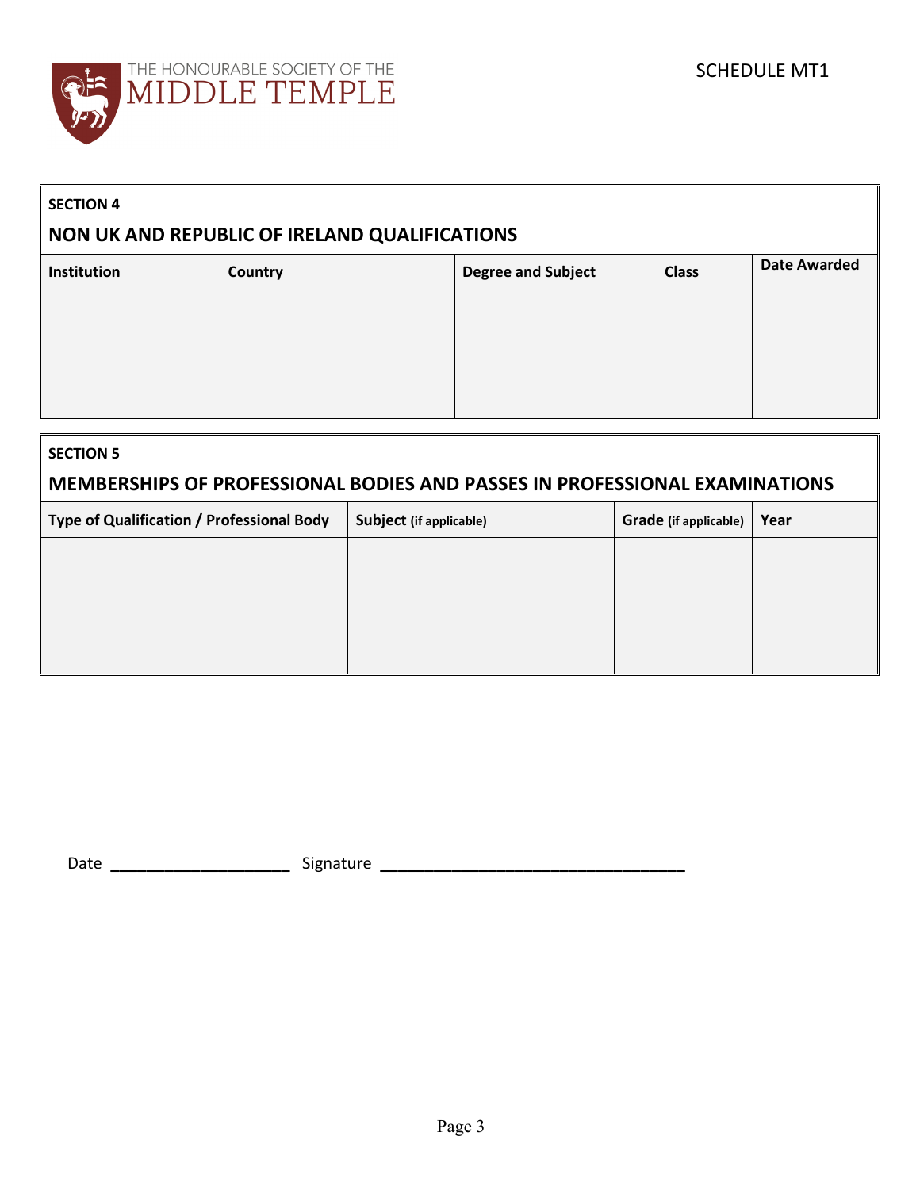THE HONOURABLE SOCIETY OF THE MIDDLE TEMPLE

SCHEDULE MT1

**SECTION 4**

## NON UK AND REPUBLIC OF IRELAND QUALIFICATIONS

| Institution | Country | Degree and Subject | Class | Date Awarded |
|---|---|---|---|---|
| | | | | |

**SECTION 5**

## MEMBERSHIPS OF PROFESSIONAL BODIES AND PASSES IN PROFESSIONAL EXAMINATIONS

| Type of Qualification / Professional Body | Subject (if applicable) | Grade (if applicable) | Year |
|---|---|---|---|
| | | | |

Date ____________________ Signature __________________________________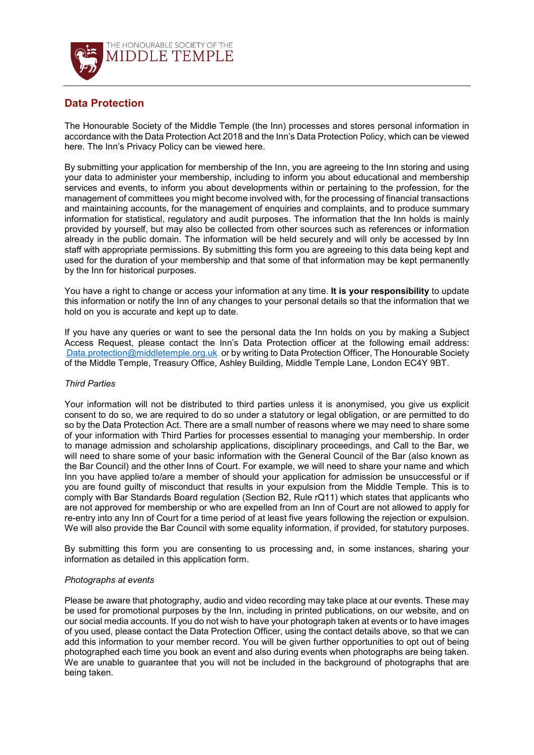## Data Protection

The Honourable Society of the Middle Temple (the Inn) processes and stores personal information in accordance with the Data Protection Act 2018 and the Inn's Data Protection Policy, which can be viewed here. The Inn's Privacy Policy can be viewed here.

By submitting your application for membership of the Inn, you are agreeing to the Inn storing and using your data to administer your membership, including to inform you about educational and membership services and events, to inform you about developments within or pertaining to the profession, for the management of committees you might become involved with, for the processing of financial transactions and maintaining accounts, for the management of enquiries and complaints, and to produce summary information for statistical, regulatory and audit purposes. The information that the Inn holds is mainly provided by yourself, but may also be collected from other sources such as references or information already in the public domain. The information will be held securely and will only be accessed by Inn staff with appropriate permissions. By submitting this form you are agreeing to this data being kept and used for the duration of your membership and that some of that information may be kept permanently by the Inn for historical purposes.

You have a right to change or access your information at any time. **It is your responsibility** to update this information or notify the Inn of any changes to your personal details so that the information that we hold on you is accurate and kept up to date.

If you have any queries or want to see the personal data the Inn holds on you by making a Subject Access Request, please contact the Inn's Data Protection officer at the following email address: Data.protection@middletemple.org.uk or by writing to Data Protection Officer, The Honourable Society of the Middle Temple, Treasury Office, Ashley Building, Middle Temple Lane, London EC4Y 9BT.

*Third Parties*

Your information will not be distributed to third parties unless it is anonymised, you give us explicit consent to do so, we are required to do so under a statutory or legal obligation, or are permitted to do so by the Data Protection Act. There are a small number of reasons where we may need to share some of your information with Third Parties for processes essential to managing your membership. In order to manage admission and scholarship applications, disciplinary proceedings, and Call to the Bar, we will need to share some of your basic information with the General Council of the Bar (also known as the Bar Council) and the other Inns of Court. For example, we will need to share your name and which Inn you have applied to/are a member of should your application for admission be unsuccessful or if you are found guilty of misconduct that results in your expulsion from the Middle Temple. This is to comply with Bar Standards Board regulation (Section B2, Rule rQ11) which states that applicants who are not approved for membership or who are expelled from an Inn of Court are not allowed to apply for re-entry into any Inn of Court for a time period of at least five years following the rejection or expulsion. We will also provide the Bar Council with some equality information, if provided, for statutory purposes.

By submitting this form you are consenting to us processing and, in some instances, sharing your information as detailed in this application form.

*Photographs at events*

Please be aware that photography, audio and video recording may take place at our events. These may be used for promotional purposes by the Inn, including in printed publications, on our website, and on our social media accounts. If you do not wish to have your photograph taken at events or to have images of you used, please contact the Data Protection Officer, using the contact details above, so that we can add this information to your member record. You will be given further opportunities to opt out of being photographed each time you book an event and also during events when photographs are being taken. We are unable to guarantee that you will not be included in the background of photographs that are being taken.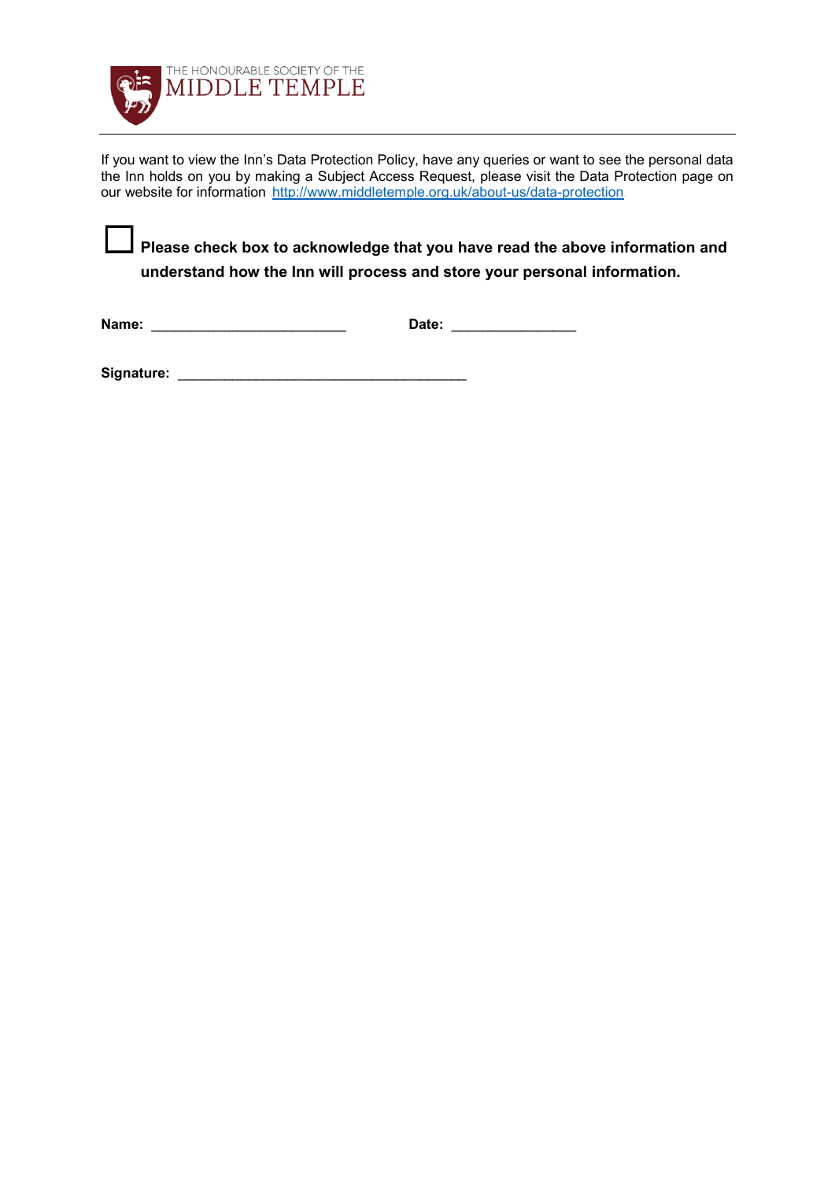THE HONOURABLE SOCIETY OF THE
MIDDLE TEMPLE

If you want to view the Inn's Data Protection Policy, have any queries or want to see the personal data the Inn holds on you by making a Subject Access Request, please visit the Data Protection page on our website for information http://www.middletemple.org.uk/about-us/data-protection

☐ **Please check box to acknowledge that you have read the above information and understand how the Inn will process and store your personal information.**

**Name:** ___________________________ **Date:** _________________

**Signature:** ________________________________________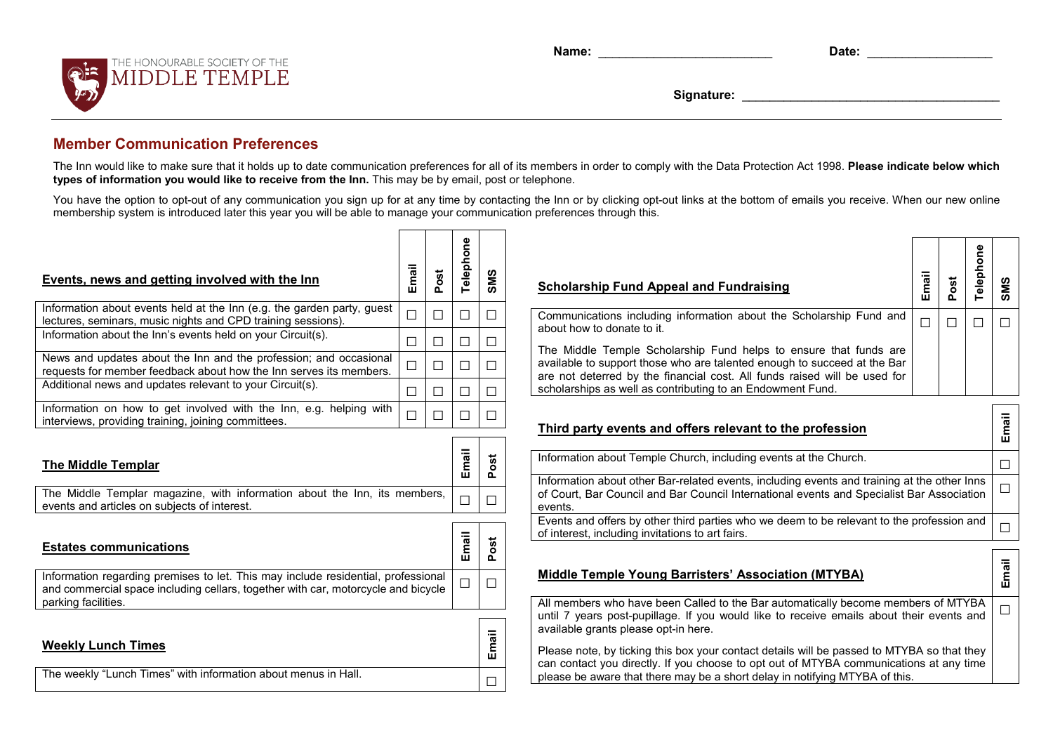THE HONOURABLE SOCIETY OF THE MIDDLE TEMPLE

**Name:** ________________________ **Date:** __________________

**Signature:** ____________________________________

## Member Communication Preferences

The Inn would like to make sure that it holds up to date communication preferences for all of its members in order to comply with the Data Protection Act 1998. **Please indicate below which types of information you would like to receive from the Inn.** This may be by email, post or telephone.

You have the option to opt-out of any communication you sign up for at any time by contacting the Inn or by clicking opt-out links at the bottom of emails you receive. When our new online membership system is introduced later this year you will be able to manage your communication preferences through this.

| **Events, news and getting involved with the Inn** | Email | Post | Telephone | SMS |
|---|---|---|---|---|
| Information about events held at the Inn (e.g. the garden party, guest lectures, seminars, music nights and CPD training sessions). | ☐ | ☐ | ☐ | ☐ |
| Information about the Inn's events held on your Circuit(s). | ☐ | ☐ | ☐ | ☐ |
| News and updates about the Inn and the profession; and occasional requests for member feedback about how the Inn serves its members. | ☐ | ☐ | ☐ | ☐ |
| Additional news and updates relevant to your Circuit(s). | ☐ | ☐ | ☐ | ☐ |
| Information on how to get involved with the Inn, e.g. helping with interviews, providing training, joining committees. | ☐ | ☐ | ☐ | ☐ |

| **The Middle Templar** | Email | Post |
|---|---|---|
| The Middle Templar magazine, with information about the Inn, its members, events and articles on subjects of interest. | ☐ | ☐ |

| **Estates communications** | Email | Post |
|---|---|---|
| Information regarding premises to let. This may include residential, professional and commercial space including cellars, together with car, motorcycle and bicycle parking facilities. | ☐ | ☐ |

| **Weekly Lunch Times** | Email |
|---|---|
| The weekly "Lunch Times" with information about menus in Hall. | ☐ |

| **Scholarship Fund Appeal and Fundraising** | Email | Post | Telephone | SMS |
|---|---|---|---|---|
| Communications including information about the Scholarship Fund and about how to donate to it. The Middle Temple Scholarship Fund helps to ensure that funds are available to support those who are talented enough to succeed at the Bar are not deterred by the financial cost. All funds raised will be used for scholarships as well as contributing to an Endowment Fund. | ☐ | ☐ | ☐ | ☐ |

| **Third party events and offers relevant to the profession** | Email |
|---|---|
| Information about Temple Church, including events at the Church. | ☐ |
| Information about other Bar-related events, including events and training at the other Inns of Court, Bar Council and Bar Council International events and Specialist Bar Association events. | ☐ |
| Events and offers by other third parties who we deem to be relevant to the profession and of interest, including invitations to art fairs. | ☐ |

| **Middle Temple Young Barristers' Association (MTYBA)** | Email |
|---|---|
| All members who have been Called to the Bar automatically become members of MTYBA until 7 years post-pupillage. If you would like to receive emails about their events and available grants please opt-in here. Please note, by ticking this box your contact details will be passed to MTYBA so that they can contact you directly. If you choose to opt out of MTYBA communications at any time please be aware that there may be a short delay in notifying MTYBA of this. | ☐ |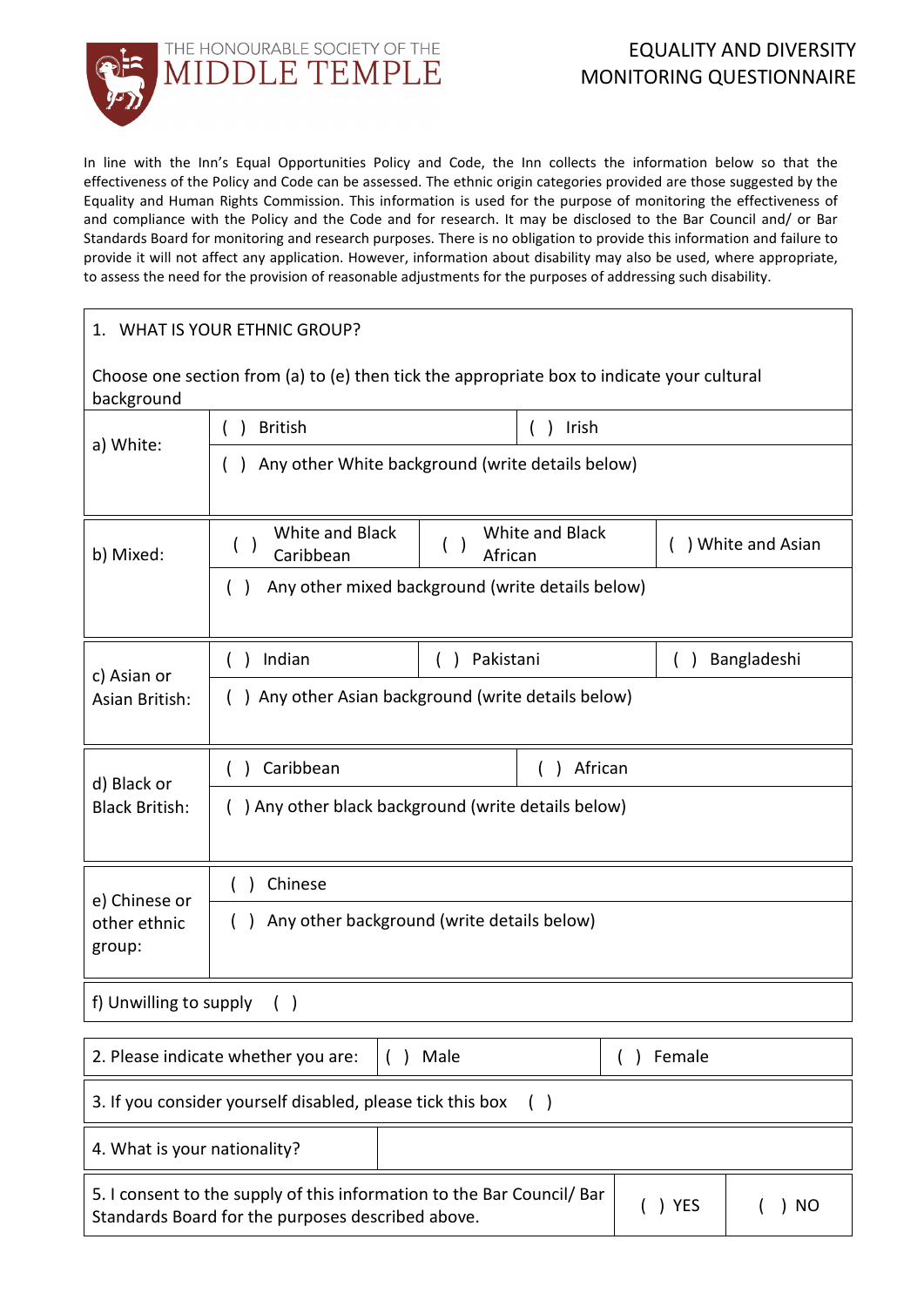THE HONOURABLE SOCIETY OF THE MIDDLE TEMPLE

# EQUALITY AND DIVERSITY MONITORING QUESTIONNAIRE

In line with the Inn's Equal Opportunities Policy and Code, the Inn collects the information below so that the effectiveness of the Policy and Code can be assessed. The ethnic origin categories provided are those suggested by the Equality and Human Rights Commission. This information is used for the purpose of monitoring the effectiveness of and compliance with the Policy and the Code and for research. It may be disclosed to the Bar Council and/ or Bar Standards Board for monitoring and research purposes. There is no obligation to provide this information and failure to provide it will not affect any application. However, information about disability may also be used, where appropriate, to assess the need for the provision of reasonable adjustments for the purposes of addressing such disability.

**1. WHAT IS YOUR ETHNIC GROUP?**

Choose one section from (a) to (e) then tick the appropriate box to indicate your cultural background

| | | | |
|---|---|---|---|
| a) White: | ( ) British | ( ) Irish | |
| | ( ) Any other White background (write details below) | | |
| b) Mixed: | ( ) White and Black Caribbean | ( ) White and Black African | ( ) White and Asian |
| | ( ) Any other mixed background (write details below) | | |
| c) Asian or Asian British: | ( ) Indian | ( ) Pakistani | ( ) Bangladeshi |
| | ( ) Any other Asian background (write details below) | | |
| d) Black or Black British: | ( ) Caribbean | ( ) African | |
| | ( ) Any other black background (write details below) | | |
| e) Chinese or other ethnic group: | ( ) Chinese | | |
| | ( ) Any other background (write details below) | | |
| f) Unwilling to supply ( ) | | | |

| | | |
|---|---|---|
| 2. Please indicate whether you are: | ( ) Male | ( ) Female |
| 3. If you consider yourself disabled, please tick this box ( ) | | |
| 4. What is your nationality? | | |
| 5. I consent to the supply of this information to the Bar Council/ Bar Standards Board for the purposes described above. | ( ) YES | ( ) NO |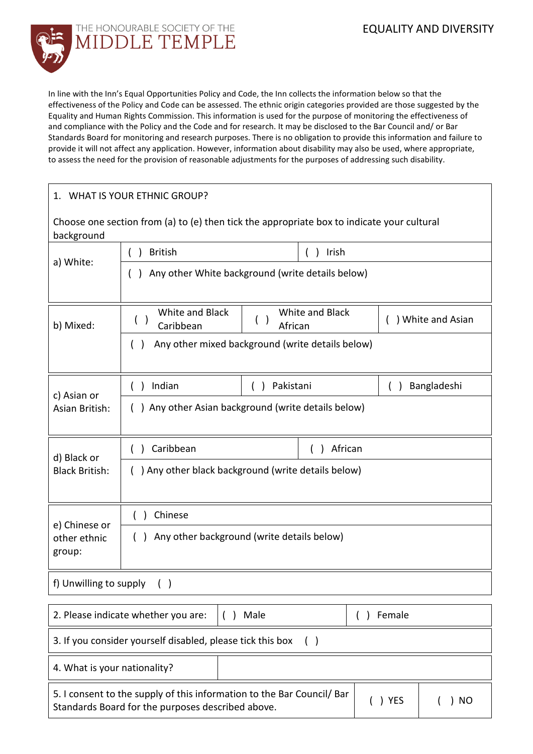THE HONOURABLE SOCIETY OF THE
MIDDLE TEMPLE

EQUALITY AND DIVERSITY

In line with the Inn's Equal Opportunities Policy and Code, the Inn collects the information below so that the effectiveness of the Policy and Code can be assessed. The ethnic origin categories provided are those suggested by the Equality and Human Rights Commission. This information is used for the purpose of monitoring the effectiveness of and compliance with the Policy and the Code and for research. It may be disclosed to the Bar Council and/ or Bar Standards Board for monitoring and research purposes. There is no obligation to provide this information and failure to provide it will not affect any application. However, information about disability may also be used, where appropriate, to assess the need for the provision of reasonable adjustments for the purposes of addressing such disability.

1. WHAT IS YOUR ETHNIC GROUP?

Choose one section from (a) to (e) then tick the appropriate box to indicate your cultural background

| | | | |
|---|---|---|---|
| a) White: | ( ) British | ( ) Irish | |
| | ( ) Any other White background (write details below) | | |
| b) Mixed: | ( ) White and Black Caribbean | ( ) White and Black African | ( ) White and Asian |
| | ( ) Any other mixed background (write details below) | | |
| c) Asian or Asian British: | ( ) Indian | ( ) Pakistani | ( ) Bangladeshi |
| | ( ) Any other Asian background (write details below) | | |
| d) Black or Black British: | ( ) Caribbean | ( ) African | |
| | ( ) Any other black background (write details below) | | |
| e) Chinese or other ethnic group: | ( ) Chinese | | |
| | ( ) Any other background (write details below) | | |
| f) Unwilling to supply ( ) | | | |

| | | |
|---|---|---|
| 2. Please indicate whether you are: | ( ) Male | ( ) Female |

3. If you consider yourself disabled, please tick this box ( )

| | |
|---|---|
| 4. What is your nationality? | |

| | | |
|---|---|---|
| 5. I consent to the supply of this information to the Bar Council/ Bar Standards Board for the purposes described above. | ( ) YES | ( ) NO |